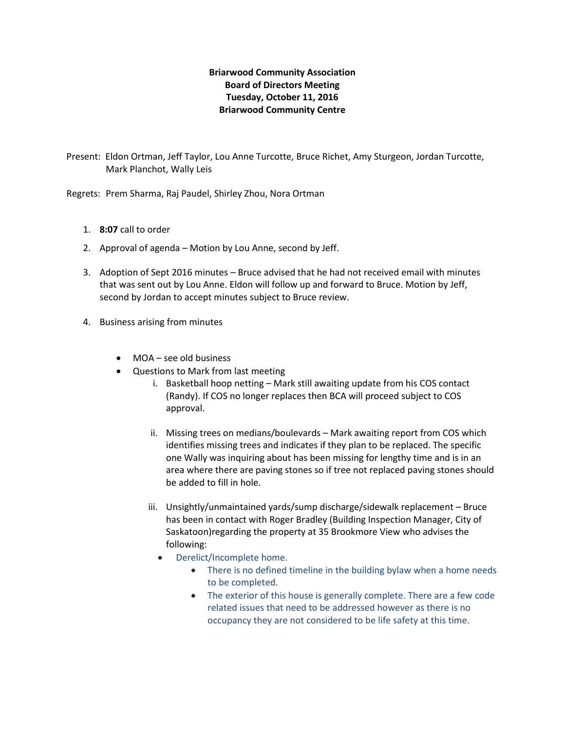**Briarwood Community Association**
**Board of Directors Meeting**
**Tuesday, October 11, 2016**
**Briarwood Community Centre**

Present: Eldon Ortman, Jeff Taylor, Lou Anne Turcotte, Bruce Richet, Amy Sturgeon, Jordan Turcotte, Mark Planchot, Wally Leis

Regrets: Prem Sharma, Raj Paudel, Shirley Zhou, Nora Ortman

1. **8:07** call to order

2. Approval of agenda – Motion by Lou Anne, second by Jeff.

3. Adoption of Sept 2016 minutes – Bruce advised that he had not received email with minutes that was sent out by Lou Anne. Eldon will follow up and forward to Bruce. Motion by Jeff, second by Jordan to accept minutes subject to Bruce review.

4. Business arising from minutes

   - MOA – see old business
   - Questions to Mark from last meeting
      i. Basketball hoop netting – Mark still awaiting update from his COS contact (Randy). If COS no longer replaces then BCA will proceed subject to COS approval.

      ii. Missing trees on medians/boulevards – Mark awaiting report from COS which identifies missing trees and indicates if they plan to be replaced. The specific one Wally was inquiring about has been missing for lengthy time and is in an area where there are paving stones so if tree not replaced paving stones should be added to fill in hole.

      iii. Unsightly/unmaintained yards/sump discharge/sidewalk replacement – Bruce has been in contact with Roger Bradley (Building Inspection Manager, City of Saskatoon)regarding the property at 35 Brookmore View who advises the following:
         - Derelict/Incomplete home.
            - There is no defined timeline in the building bylaw when a home needs to be completed.
            - The exterior of this house is generally complete. There are a few code related issues that need to be addressed however as there is no occupancy they are not considered to be life safety at this time.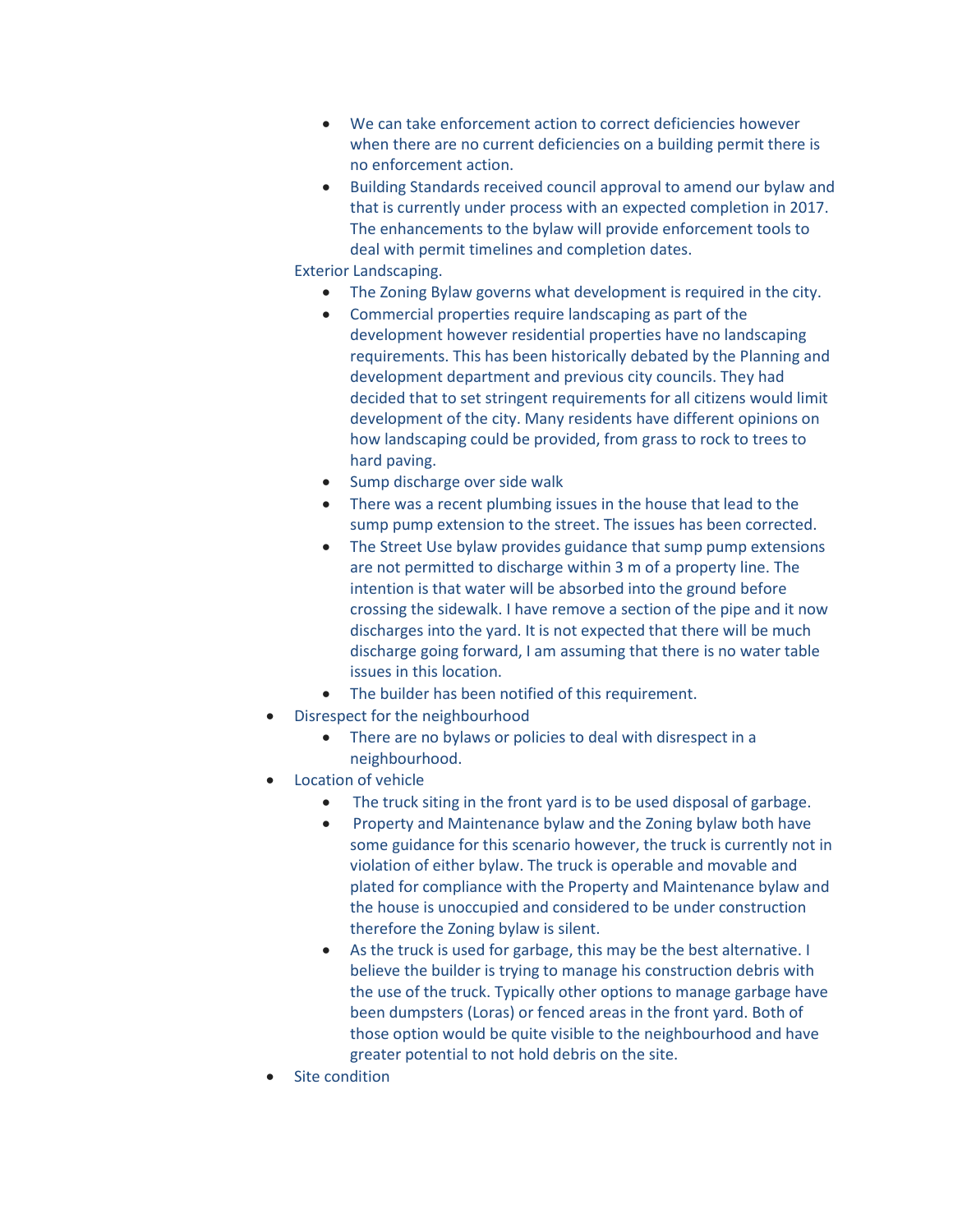- We can take enforcement action to correct deficiencies however when there are no current deficiencies on a building permit there is no enforcement action.
    - Building Standards received council approval to amend our bylaw and that is currently under process with an expected completion in 2017. The enhancements to the bylaw will provide enforcement tools to deal with permit timelines and completion dates.

  Exterior Landscaping.
    - The Zoning Bylaw governs what development is required in the city.
    - Commercial properties require landscaping as part of the development however residential properties have no landscaping requirements. This has been historically debated by the Planning and development department and previous city councils. They had decided that to set stringent requirements for all citizens would limit development of the city. Many residents have different opinions on how landscaping could be provided, from grass to rock to trees to hard paving.
    - Sump discharge over side walk
    - There was a recent plumbing issues in the house that lead to the sump pump extension to the street. The issues has been corrected.
    - The Street Use bylaw provides guidance that sump pump extensions are not permitted to discharge within 3 m of a property line. The intention is that water will be absorbed into the ground before crossing the sidewalk. I have remove a section of the pipe and it now discharges into the yard. It is not expected that there will be much discharge going forward, I am assuming that there is no water table issues in this location.
    - The builder has been notified of this requirement.
- Disrespect for the neighbourhood
    - There are no bylaws or policies to deal with disrespect in a neighbourhood.
- Location of vehicle
    - The truck siting in the front yard is to be used disposal of garbage.
    - Property and Maintenance bylaw and the Zoning bylaw both have some guidance for this scenario however, the truck is currently not in violation of either bylaw. The truck is operable and movable and plated for compliance with the Property and Maintenance bylaw and the house is unoccupied and considered to be under construction therefore the Zoning bylaw is silent.
    - As the truck is used for garbage, this may be the best alternative. I believe the builder is trying to manage his construction debris with the use of the truck. Typically other options to manage garbage have been dumpsters (Loras) or fenced areas in the front yard. Both of those option would be quite visible to the neighbourhood and have greater potential to not hold debris on the site.
- Site condition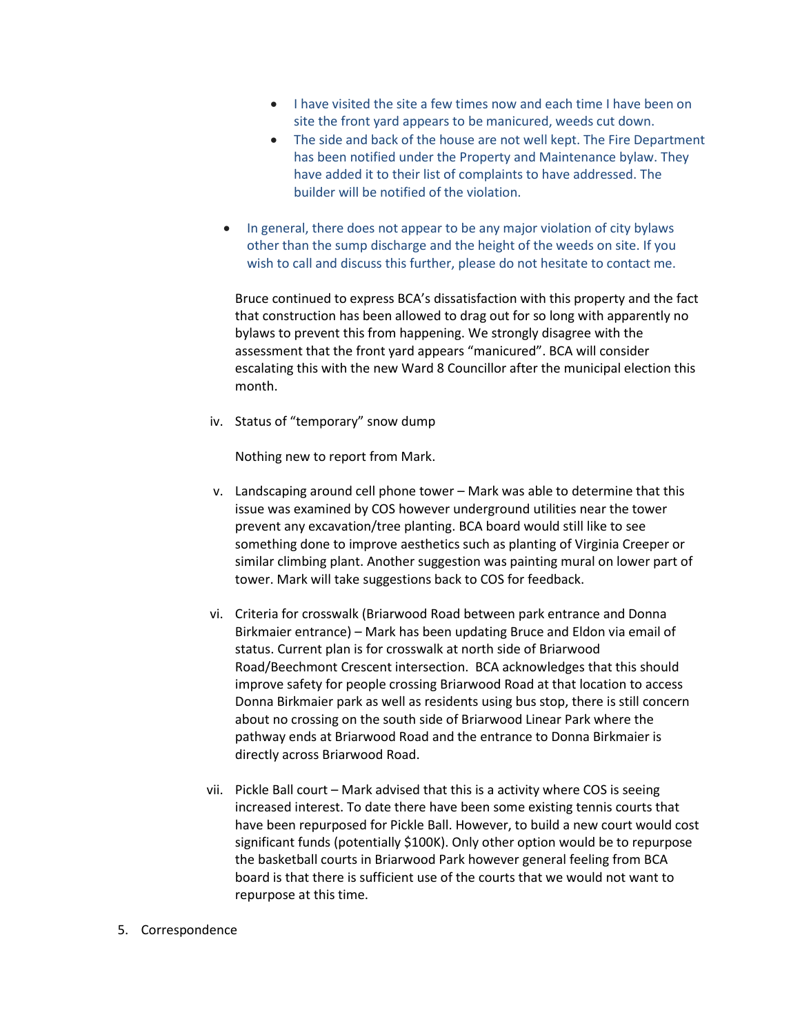- I have visited the site a few times now and each time I have been on site the front yard appears to be manicured, weeds cut down.
    - The side and back of the house are not well kept. The Fire Department has been notified under the Property and Maintenance bylaw. They have added it to their list of complaints to have addressed. The builder will be notified of the violation.
  - In general, there does not appear to be any major violation of city bylaws other than the sump discharge and the height of the weeds on site. If you wish to call and discuss this further, please do not hesitate to contact me.

  Bruce continued to express BCA's dissatisfaction with this property and the fact that construction has been allowed to drag out for so long with apparently no bylaws to prevent this from happening. We strongly disagree with the assessment that the front yard appears "manicured". BCA will consider escalating this with the new Ward 8 Councillor after the municipal election this month.

iv. Status of "temporary" snow dump

  Nothing new to report from Mark.

v. Landscaping around cell phone tower – Mark was able to determine that this issue was examined by COS however underground utilities near the tower prevent any excavation/tree planting. BCA board would still like to see something done to improve aesthetics such as planting of Virginia Creeper or similar climbing plant. Another suggestion was painting mural on lower part of tower. Mark will take suggestions back to COS for feedback.

vi. Criteria for crosswalk (Briarwood Road between park entrance and Donna Birkmaier entrance) – Mark has been updating Bruce and Eldon via email of status. Current plan is for crosswalk at north side of Briarwood Road/Beechmont Crescent intersection. BCA acknowledges that this should improve safety for people crossing Briarwood Road at that location to access Donna Birkmaier park as well as residents using bus stop, there is still concern about no crossing on the south side of Briarwood Linear Park where the pathway ends at Briarwood Road and the entrance to Donna Birkmaier is directly across Briarwood Road.

vii. Pickle Ball court – Mark advised that this is a activity where COS is seeing increased interest. To date there have been some existing tennis courts that have been repurposed for Pickle Ball. However, to build a new court would cost significant funds (potentially $100K). Only other option would be to repurpose the basketball courts in Briarwood Park however general feeling from BCA board is that there is sufficient use of the courts that we would not want to repurpose at this time.

5. Correspondence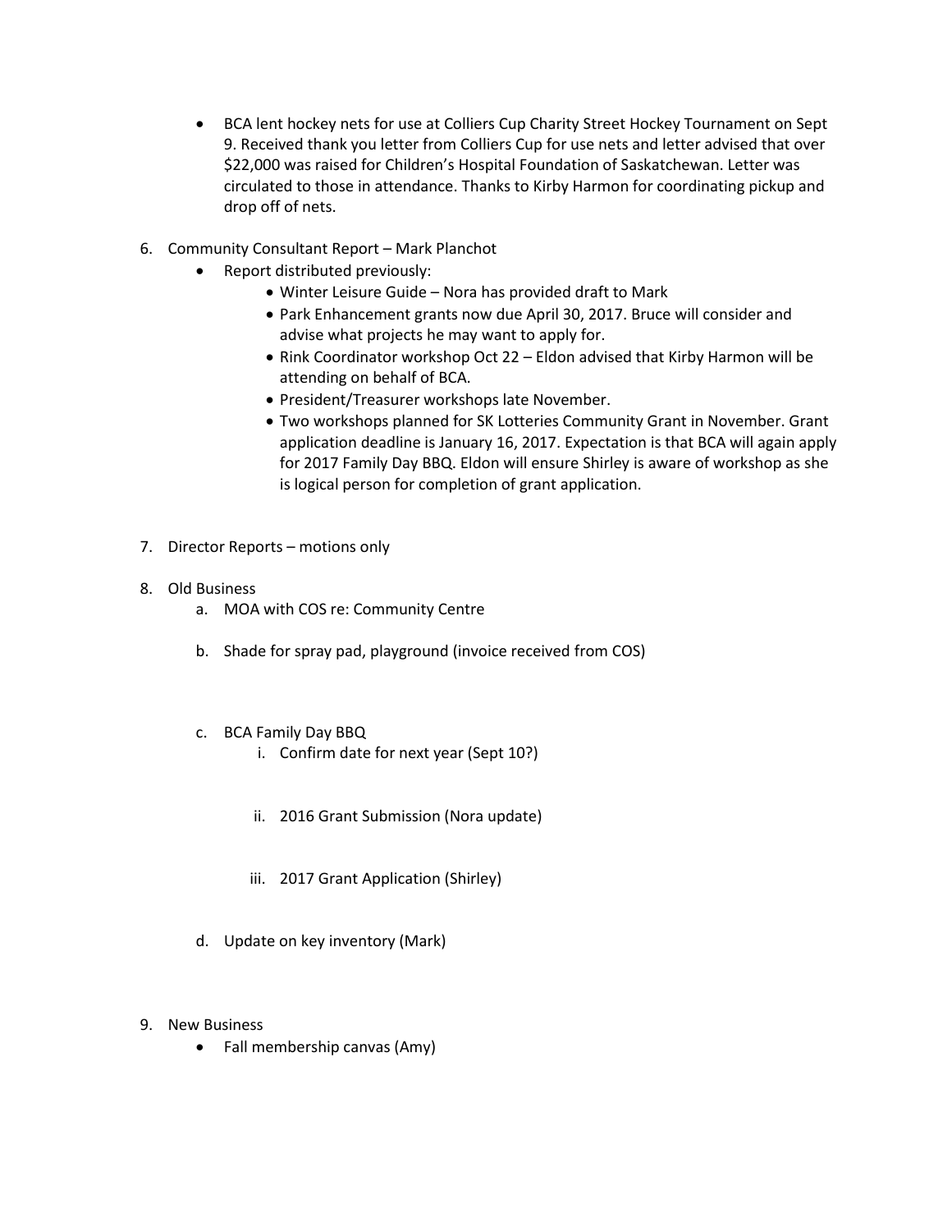- BCA lent hockey nets for use at Colliers Cup Charity Street Hockey Tournament on Sept 9. Received thank you letter from Colliers Cup for use nets and letter advised that over $22,000 was raised for Children's Hospital Foundation of Saskatchewan. Letter was circulated to those in attendance. Thanks to Kirby Harmon for coordinating pickup and drop off of nets.

6. Community Consultant Report – Mark Planchot
   - Report distributed previously:
     - Winter Leisure Guide – Nora has provided draft to Mark
     - Park Enhancement grants now due April 30, 2017. Bruce will consider and advise what projects he may want to apply for.
     - Rink Coordinator workshop Oct 22 – Eldon advised that Kirby Harmon will be attending on behalf of BCA.
     - President/Treasurer workshops late November.
     - Two workshops planned for SK Lotteries Community Grant in November. Grant application deadline is January 16, 2017. Expectation is that BCA will again apply for 2017 Family Day BBQ. Eldon will ensure Shirley is aware of workshop as she is logical person for completion of grant application.

7. Director Reports – motions only

8. Old Business
   a. MOA with COS re: Community Centre

   b. Shade for spray pad, playground (invoice received from COS)

   c. BCA Family Day BBQ
      i. Confirm date for next year (Sept 10?)

      ii. 2016 Grant Submission (Nora update)

      iii. 2017 Grant Application (Shirley)

   d. Update on key inventory (Mark)

9. New Business
   - Fall membership canvas (Amy)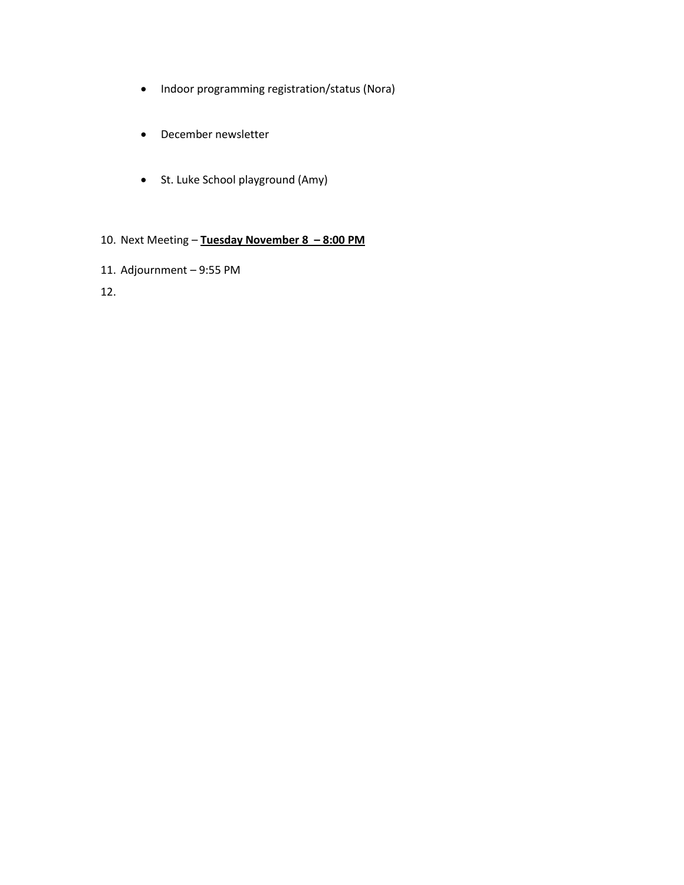- Indoor programming registration/status (Nora)

- December newsletter

- St. Luke School playground (Amy)

10. Next Meeting – **<u>Tuesday November 8 – 8:00 PM</u>**

11. Adjournment – 9:55 PM

12.